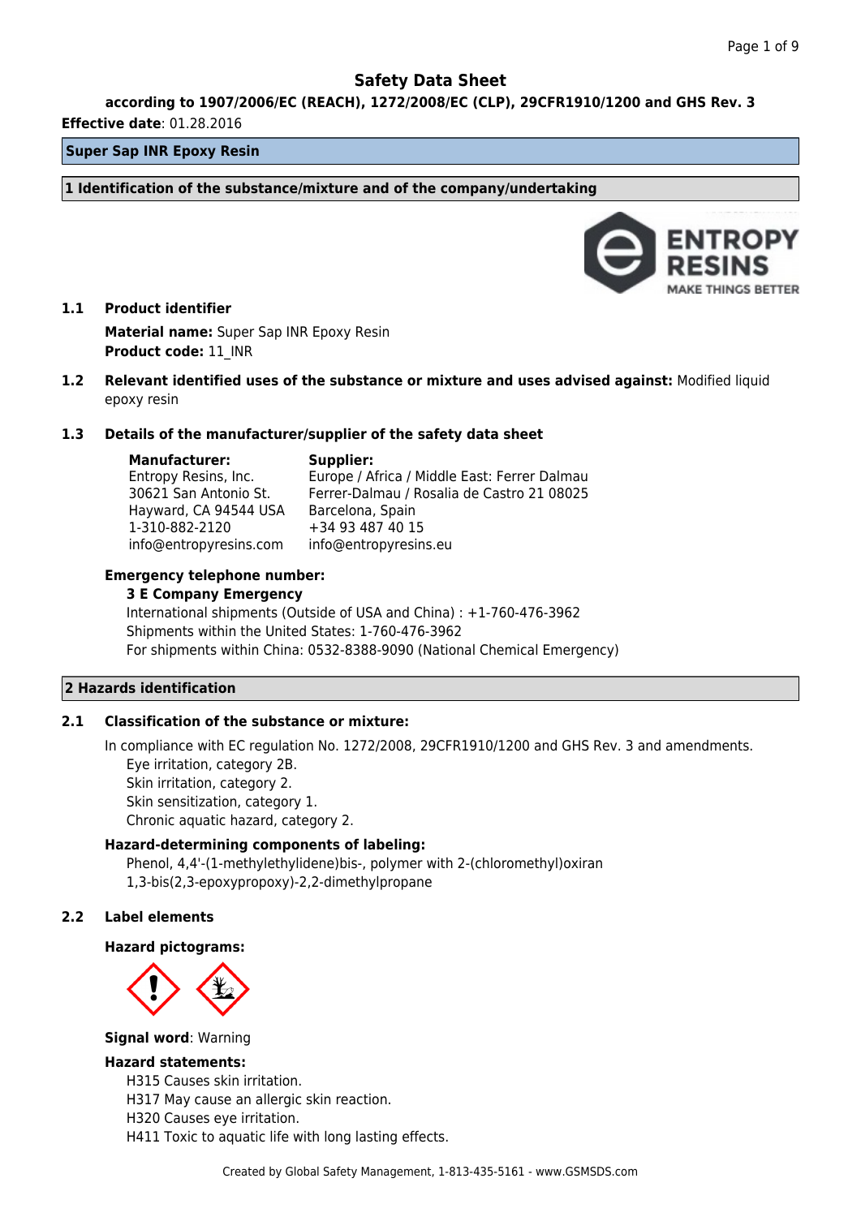# Safety Data Sheet

**according to 1907/2006/EC (REACH), 1272/2008/EC (CLP), 29CFR1910/1200 and GHS Rev. 3**

**Effective date**: 01.28.2016

## Super Sap INR Epoxy Resin

## 1 Identification of the substance/mixture and of the company/undertaking

**1.1 Product identifier**

**Material name:** Super Sap INR Epoxy Resin
**Product code:** 11_INR

**1.2 Relevant identified uses of the substance or mixture and uses advised against:** Modified liquid epoxy resin

**1.3 Details of the manufacturer/supplier of the safety data sheet**

| **Manufacturer:** | **Supplier:** |
| --- | --- |
| Entropy Resins, Inc. | Europe / Africa / Middle East: Ferrer Dalmau |
| 30621 San Antonio St. | Ferrer-Dalmau / Rosalia de Castro 21 08025 |
| Hayward, CA 94544 USA | Barcelona, Spain |
| 1-310-882-2120 | +34 93 487 40 15 |
| info@entropyresins.com | info@entropyresins.eu |

**Emergency telephone number:**

**3 E Company Emergency**
International shipments (Outside of USA and China) : +1-760-476-3962
Shipments within the United States: 1-760-476-3962
For shipments within China: 0532-8388-9090 (National Chemical Emergency)

## 2 Hazards identification

**2.1 Classification of the substance or mixture:**

In compliance with EC regulation No. 1272/2008, 29CFR1910/1200 and GHS Rev. 3 and amendments.
Eye irritation, category 2B.
Skin irritation, category 2.
Skin sensitization, category 1.
Chronic aquatic hazard, category 2.

**Hazard-determining components of labeling:**

Phenol, 4,4'-(1-methylethylidene)bis-, polymer with 2-(chloromethyl)oxiran
1,3-bis(2,3-epoxypropoxy)-2,2-dimethylpropane

**2.2 Label elements**

**Hazard pictograms:**

**Signal word**: Warning

**Hazard statements:**

H315 Causes skin irritation.
H317 May cause an allergic skin reaction.
H320 Causes eye irritation.
H411 Toxic to aquatic life with long lasting effects.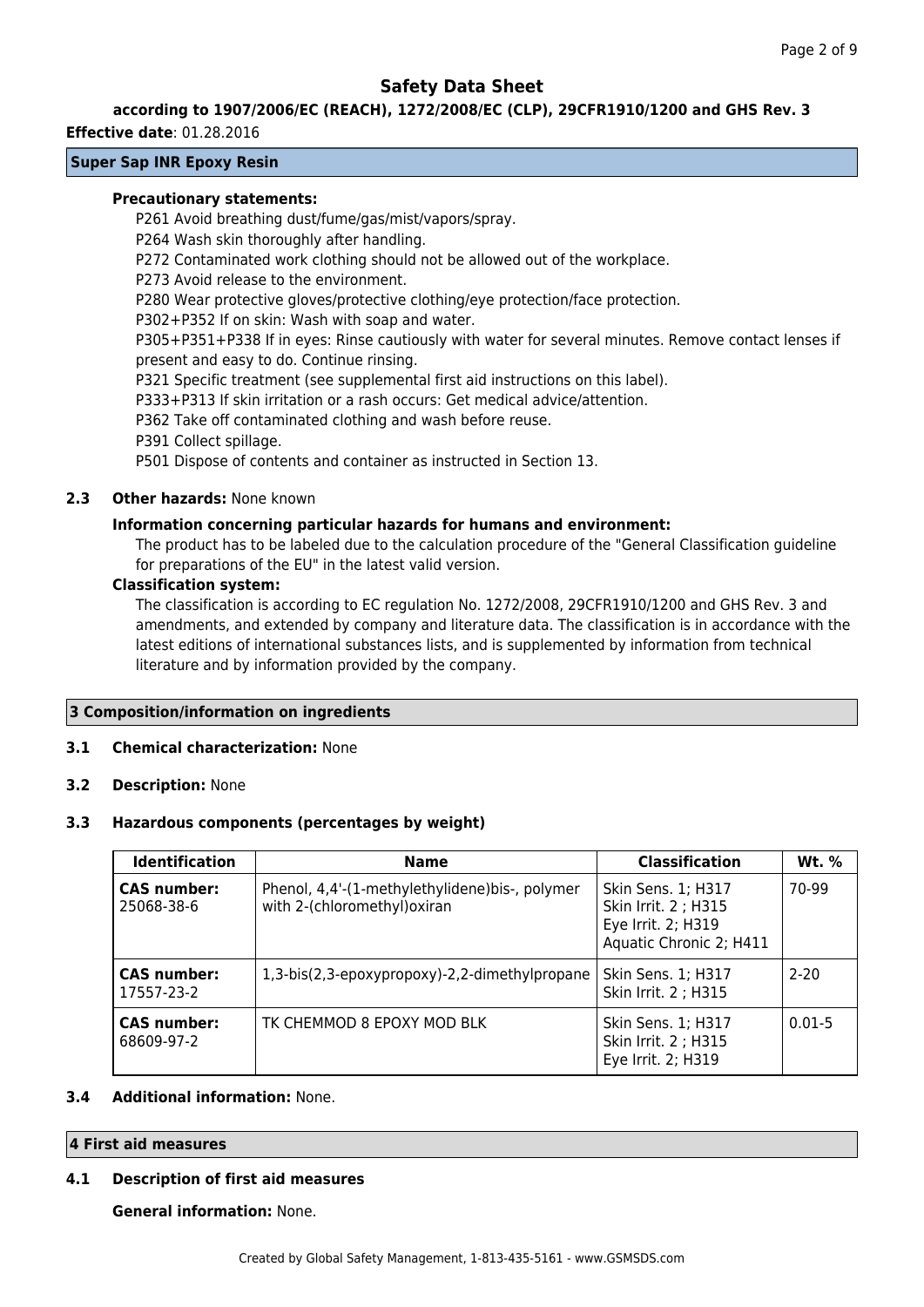# Safety Data Sheet

**according to 1907/2006/EC (REACH), 1272/2008/EC (CLP), 29CFR1910/1200 and GHS Rev. 3**

**Effective date**: 01.28.2016

**Super Sap INR Epoxy Resin**

**Precautionary statements:**

P261 Avoid breathing dust/fume/gas/mist/vapors/spray.
P264 Wash skin thoroughly after handling.
P272 Contaminated work clothing should not be allowed out of the workplace.
P273 Avoid release to the environment.
P280 Wear protective gloves/protective clothing/eye protection/face protection.
P302+P352 If on skin: Wash with soap and water.
P305+P351+P338 If in eyes: Rinse cautiously with water for several minutes. Remove contact lenses if present and easy to do. Continue rinsing.
P321 Specific treatment (see supplemental first aid instructions on this label).
P333+P313 If skin irritation or a rash occurs: Get medical advice/attention.
P362 Take off contaminated clothing and wash before reuse.
P391 Collect spillage.
P501 Dispose of contents and container as instructed in Section 13.

**2.3 Other hazards:** None known

**Information concerning particular hazards for humans and environment:**

The product has to be labeled due to the calculation procedure of the "General Classification guideline for preparations of the EU" in the latest valid version.

**Classification system:**

The classification is according to EC regulation No. 1272/2008, 29CFR1910/1200 and GHS Rev. 3 and amendments, and extended by company and literature data. The classification is in accordance with the latest editions of international substances lists, and is supplemented by information from technical literature and by information provided by the company.

## 3 Composition/information on ingredients

**3.1 Chemical characterization:** None

**3.2 Description:** None

**3.3 Hazardous components (percentages by weight)**

| Identification | Name | Classification | Wt. % |
|---|---|---|---|
| **CAS number:** 25068-38-6 | Phenol, 4,4'-(1-methylethylidene)bis-, polymer with 2-(chloromethyl)oxiran | Skin Sens. 1; H317<br>Skin Irrit. 2 ; H315<br>Eye Irrit. 2; H319<br>Aquatic Chronic 2; H411 | 70-99 |
| **CAS number:** 17557-23-2 | 1,3-bis(2,3-epoxypropoxy)-2,2-dimethylpropane | Skin Sens. 1; H317<br>Skin Irrit. 2 ; H315 | 2-20 |
| **CAS number:** 68609-97-2 | TK CHEMMOD 8 EPOXY MOD BLK | Skin Sens. 1; H317<br>Skin Irrit. 2 ; H315<br>Eye Irrit. 2; H319 | 0.01-5 |

**3.4 Additional information:** None.

## 4 First aid measures

**4.1 Description of first aid measures**

**General information:** None.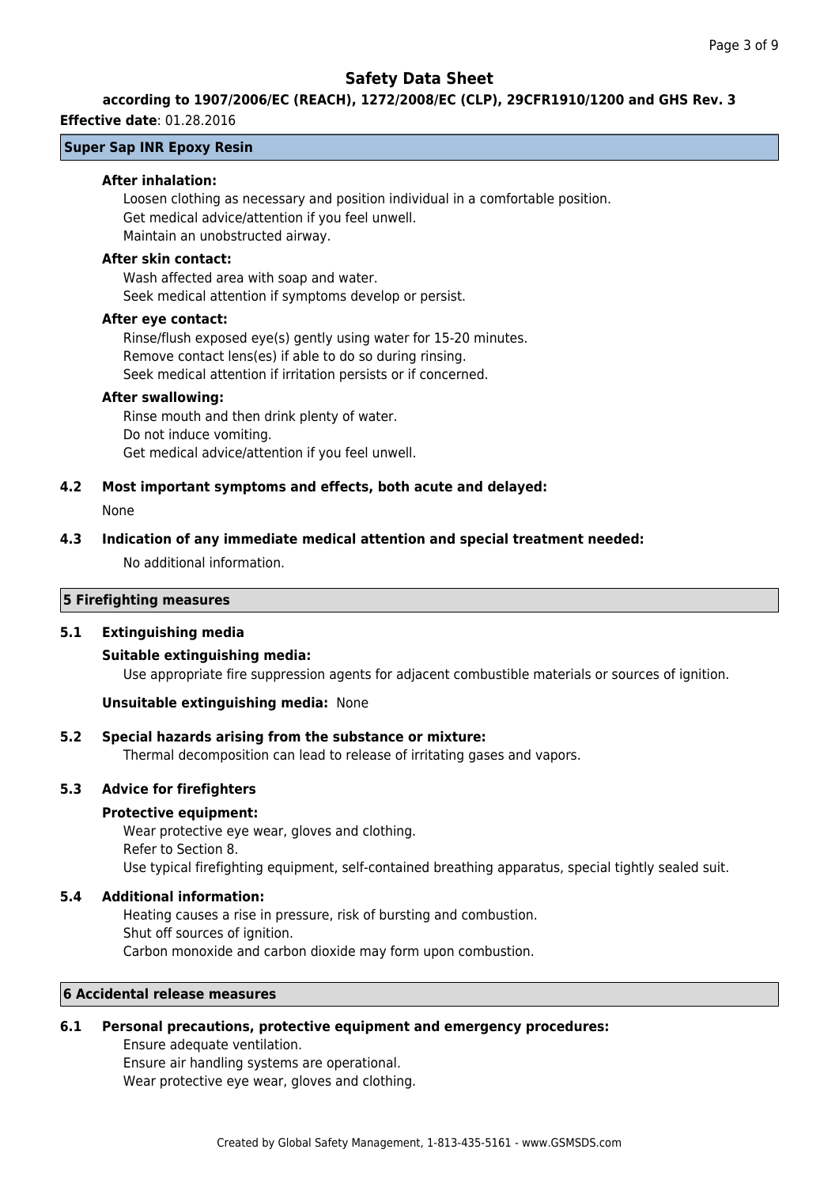**After inhalation:**

Loosen clothing as necessary and position individual in a comfortable position.
Get medical advice/attention if you feel unwell.
Maintain an unobstructed airway.

**After skin contact:**

Wash affected area with soap and water.
Seek medical attention if symptoms develop or persist.

**After eye contact:**

Rinse/flush exposed eye(s) gently using water for 15-20 minutes.
Remove contact lens(es) if able to do so during rinsing.
Seek medical attention if irritation persists or if concerned.

**After swallowing:**

Rinse mouth and then drink plenty of water.
Do not induce vomiting.
Get medical advice/attention if you feel unwell.

### 4.2 Most important symptoms and effects, both acute and delayed:

None

### 4.3 Indication of any immediate medical attention and special treatment needed:

No additional information.

## 5 Firefighting measures

### 5.1 Extinguishing media

**Suitable extinguishing media:**

Use appropriate fire suppression agents for adjacent combustible materials or sources of ignition.

**Unsuitable extinguishing media:** None

### 5.2 Special hazards arising from the substance or mixture:

Thermal decomposition can lead to release of irritating gases and vapors.

### 5.3 Advice for firefighters

**Protective equipment:**

Wear protective eye wear, gloves and clothing.
Refer to Section 8.
Use typical firefighting equipment, self-contained breathing apparatus, special tightly sealed suit.

### 5.4 Additional information:

Heating causes a rise in pressure, risk of bursting and combustion.
Shut off sources of ignition.
Carbon monoxide and carbon dioxide may form upon combustion.

## 6 Accidental release measures

### 6.1 Personal precautions, protective equipment and emergency procedures:

Ensure adequate ventilation.
Ensure air handling systems are operational.
Wear protective eye wear, gloves and clothing.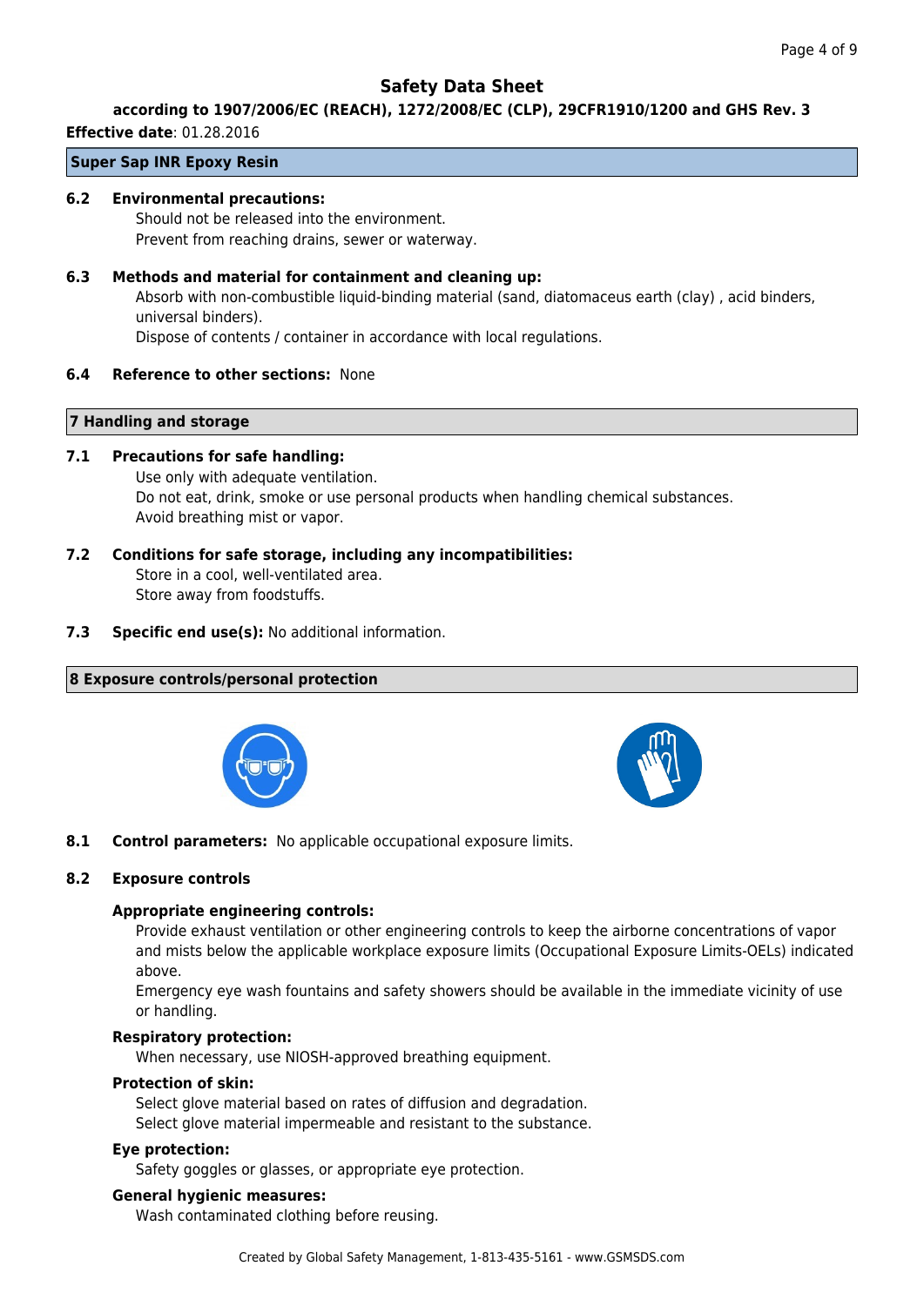**Safety Data Sheet**

**according to 1907/2006/EC (REACH), 1272/2008/EC (CLP), 29CFR1910/1200 and GHS Rev. 3**

**Effective date**: 01.28.2016

**Super Sap INR Epoxy Resin**

**6.2 Environmental precautions:**

Should not be released into the environment.
Prevent from reaching drains, sewer or waterway.

**6.3 Methods and material for containment and cleaning up:**

Absorb with non-combustible liquid-binding material (sand, diatomaceus earth (clay) , acid binders, universal binders).
Dispose of contents / container in accordance with local regulations.

**6.4 Reference to other sections:** None

## 7 Handling and storage

**7.1 Precautions for safe handling:**

Use only with adequate ventilation.
Do not eat, drink, smoke or use personal products when handling chemical substances.
Avoid breathing mist or vapor.

**7.2 Conditions for safe storage, including any incompatibilities:**

Store in a cool, well-ventilated area.
Store away from foodstuffs.

**7.3 Specific end use(s):** No additional information.

## 8 Exposure controls/personal protection

**8.1 Control parameters:** No applicable occupational exposure limits.

**8.2 Exposure controls**

**Appropriate engineering controls:**

Provide exhaust ventilation or other engineering controls to keep the airborne concentrations of vapor and mists below the applicable workplace exposure limits (Occupational Exposure Limits-OELs) indicated above.
Emergency eye wash fountains and safety showers should be available in the immediate vicinity of use or handling.

**Respiratory protection:**

When necessary, use NIOSH-approved breathing equipment.

**Protection of skin:**

Select glove material based on rates of diffusion and degradation.
Select glove material impermeable and resistant to the substance.

**Eye protection:**

Safety goggles or glasses, or appropriate eye protection.

**General hygienic measures:**

Wash contaminated clothing before reusing.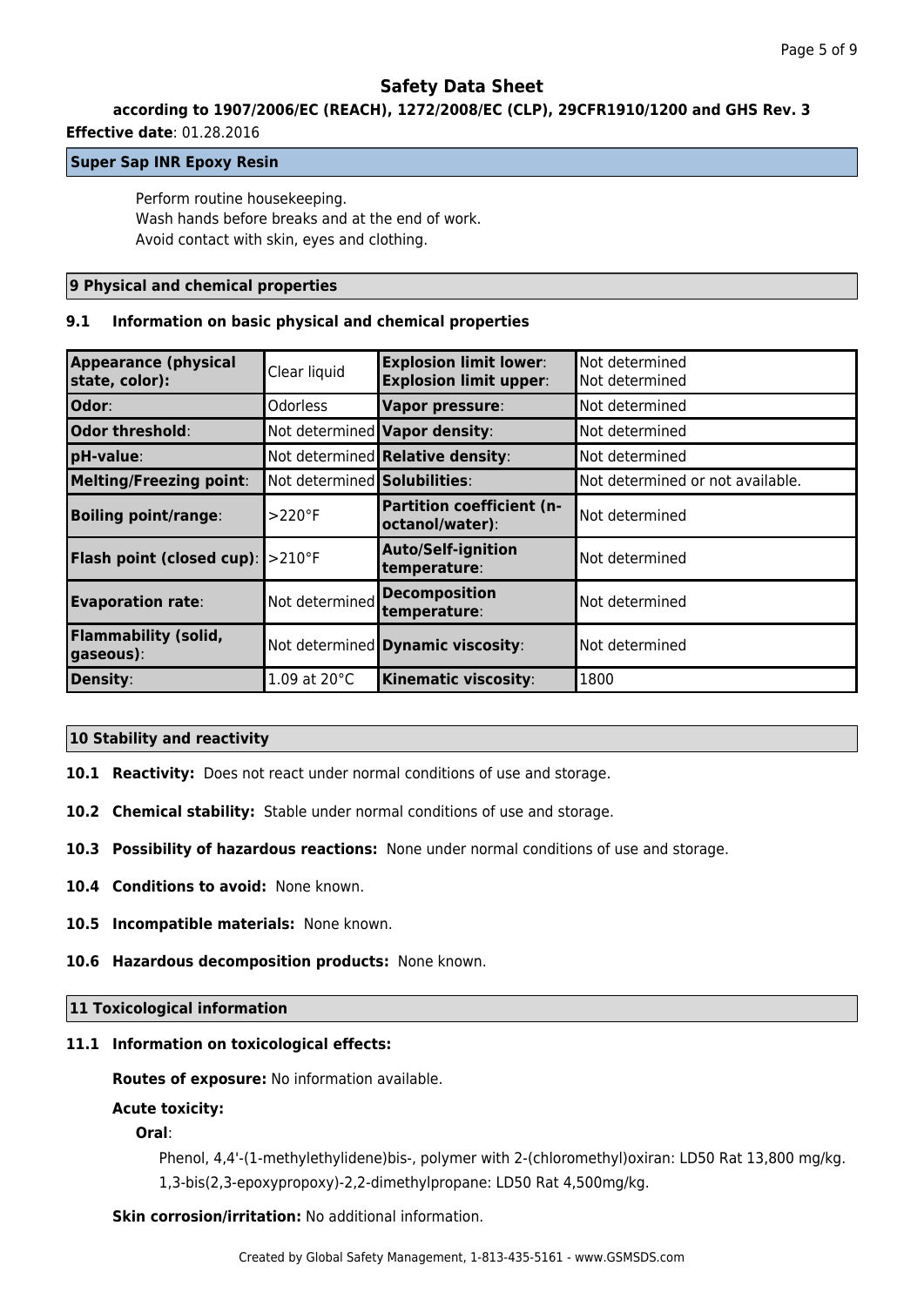**Safety Data Sheet**

**according to 1907/2006/EC (REACH), 1272/2008/EC (CLP), 29CFR1910/1200 and GHS Rev. 3**

**Effective date**: 01.28.2016

**Super Sap INR Epoxy Resin**

Perform routine housekeeping.
Wash hands before breaks and at the end of work.
Avoid contact with skin, eyes and clothing.

## 9 Physical and chemical properties

### 9.1 Information on basic physical and chemical properties

| **Appearance (physical state, color):** | Clear liquid | **Explosion limit lower**: **Explosion limit upper**: | Not determined Not determined |
|---|---|---|---|
| **Odor**: | Odorless | **Vapor pressure**: | Not determined |
| **Odor threshold**: | Not determined | **Vapor density**: | Not determined |
| **pH-value**: | Not determined | **Relative density**: | Not determined |
| **Melting/Freezing point**: | Not determined | **Solubilities**: | Not determined or not available. |
| **Boiling point/range**: | >220°F | **Partition coefficient (n-octanol/water)**: | Not determined |
| **Flash point (closed cup)**: | >210°F | **Auto/Self-ignition temperature**: | Not determined |
| **Evaporation rate**: | Not determined | **Decomposition temperature**: | Not determined |
| **Flammability (solid, gaseous)**: | Not determined | **Dynamic viscosity**: | Not determined |
| **Density**: | 1.09 at 20°C | **Kinematic viscosity**: | 1800 |

## 10 Stability and reactivity

**10.1 Reactivity:** Does not react under normal conditions of use and storage.

**10.2 Chemical stability:** Stable under normal conditions of use and storage.

**10.3 Possibility of hazardous reactions:** None under normal conditions of use and storage.

**10.4 Conditions to avoid:** None known.

**10.5 Incompatible materials:** None known.

**10.6 Hazardous decomposition products:** None known.

## 11 Toxicological information

### 11.1 Information on toxicological effects:

**Routes of exposure:** No information available.

**Acute toxicity:**

**Oral**:

Phenol, 4,4'-(1-methylethylidene)bis-, polymer with 2-(chloromethyl)oxiran: LD50 Rat 13,800 mg/kg.
1,3-bis(2,3-epoxypropoxy)-2,2-dimethylpropane: LD50 Rat 4,500mg/kg.

**Skin corrosion/irritation:** No additional information.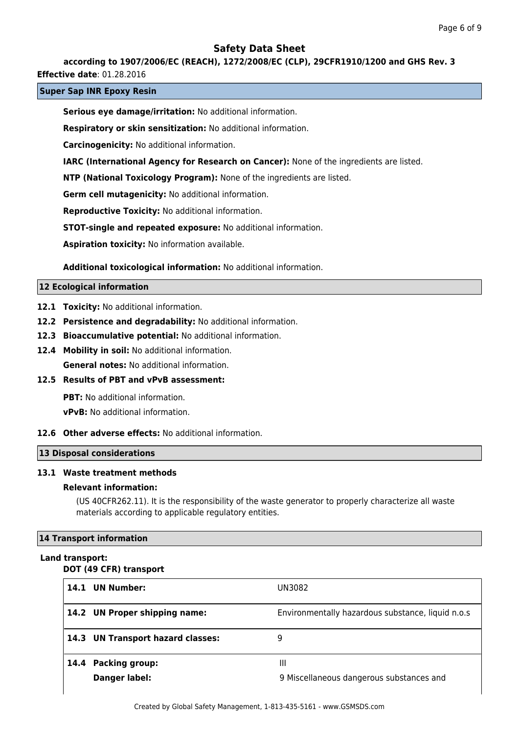**Super Sap INR Epoxy Resin**

**Serious eye damage/irritation:** No additional information.

**Respiratory or skin sensitization:** No additional information.

**Carcinogenicity:** No additional information.

**IARC (International Agency for Research on Cancer):** None of the ingredients are listed.

**NTP (National Toxicology Program):** None of the ingredients are listed.

**Germ cell mutagenicity:** No additional information.

**Reproductive Toxicity:** No additional information.

**STOT-single and repeated exposure:** No additional information.

**Aspiration toxicity:** No information available.

**Additional toxicological information:** No additional information.

## 12 Ecological information

**12.1 Toxicity:** No additional information.

**12.2 Persistence and degradability:** No additional information.

**12.3 Bioaccumulative potential:** No additional information.

**12.4 Mobility in soil:** No additional information.

**General notes:** No additional information.

**12.5 Results of PBT and vPvB assessment:**

**PBT:** No additional information.

**vPvB:** No additional information.

**12.6 Other adverse effects:** No additional information.

## 13 Disposal considerations

**13.1 Waste treatment methods**

**Relevant information:**

(US 40CFR262.11). It is the responsibility of the waste generator to properly characterize all waste materials according to applicable regulatory entities.

## 14 Transport information

**Land transport:**

**DOT (49 CFR) transport**

| | |
|---|---|
| **14.1 UN Number:** | UN3082 |
| **14.2 UN Proper shipping name:** | Environmentally hazardous substance, liquid n.o.s |
| **14.3 UN Transport hazard classes:** | 9 |
| **14.4 Packing group:** | III |
| **Danger label:** | 9 Miscellaneous dangerous substances and |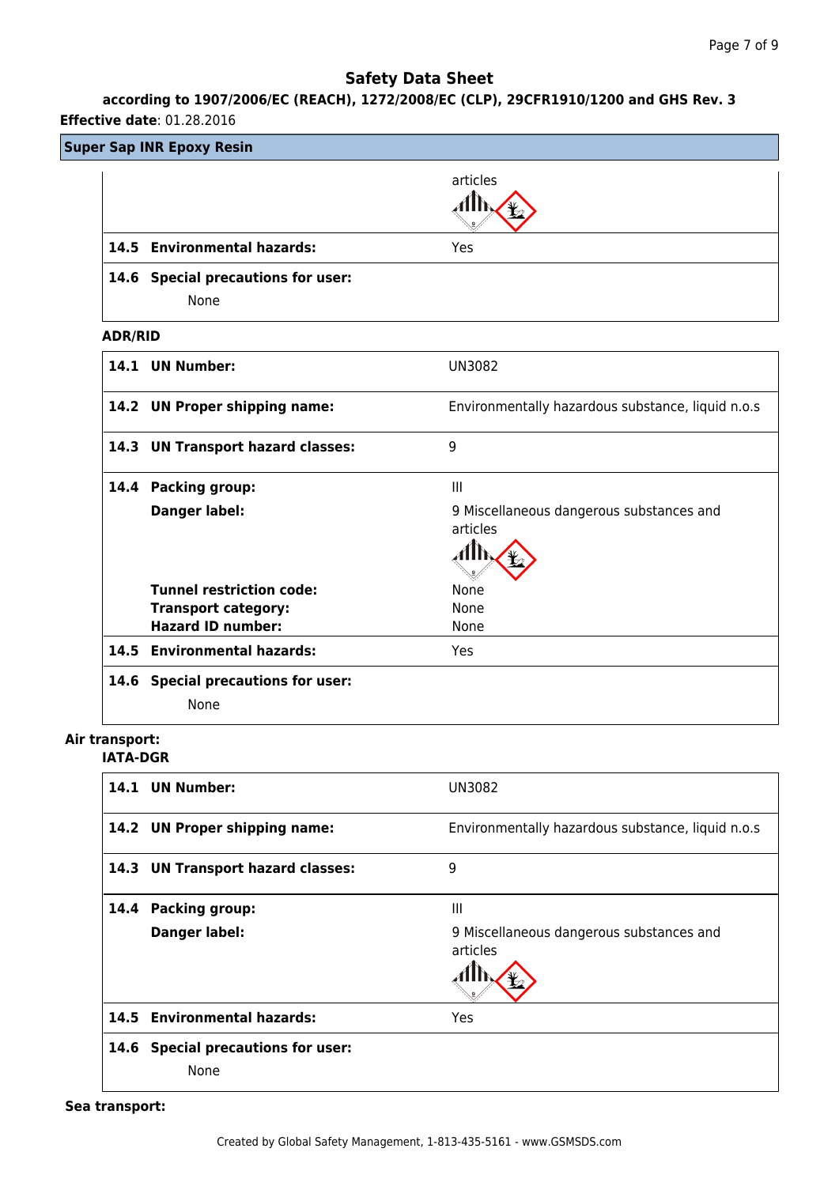## Safety Data Sheet

**according to 1907/2006/EC (REACH), 1272/2008/EC (CLP), 29CFR1910/1200 and GHS Rev. 3**

**Effective date**: 01.28.2016

**Super Sap INR Epoxy Resin**

| | |
|---|---|
| | articles |
| **14.5 Environmental hazards:** | Yes |
| **14.6 Special precautions for user:** None | |

**ADR/RID**

| | |
|---|---|
| **14.1 UN Number:** | UN3082 |
| **14.2 UN Proper shipping name:** | Environmentally hazardous substance, liquid n.o.s |
| **14.3 UN Transport hazard classes:** | 9 |
| **14.4 Packing group:** | III |
| **Danger label:** | 9 Miscellaneous dangerous substances and articles |
| **Tunnel restriction code:** | None |
| **Transport category:** | None |
| **Hazard ID number:** | None |
| **14.5 Environmental hazards:** | Yes |
| **14.6 Special precautions for user:** None | |

**Air transport:**

**IATA-DGR**

| | |
|---|---|
| **14.1 UN Number:** | UN3082 |
| **14.2 UN Proper shipping name:** | Environmentally hazardous substance, liquid n.o.s |
| **14.3 UN Transport hazard classes:** | 9 |
| **14.4 Packing group:** | III |
| **Danger label:** | 9 Miscellaneous dangerous substances and articles |
| **14.5 Environmental hazards:** | Yes |
| **14.6 Special precautions for user:** None | |

**Sea transport:**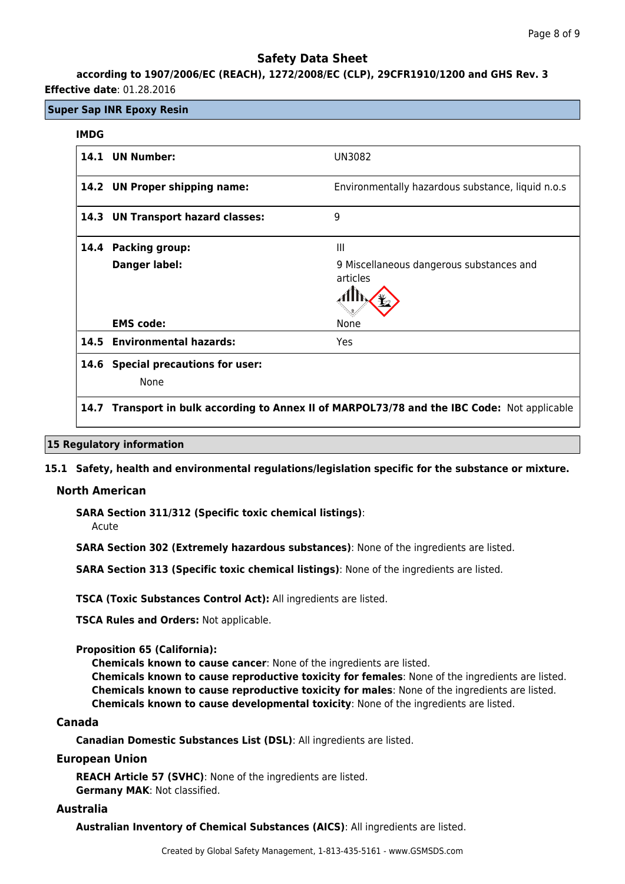## Safety Data Sheet

**according to 1907/2006/EC (REACH), 1272/2008/EC (CLP), 29CFR1910/1200 and GHS Rev. 3**

**Effective date**: 01.28.2016

**Super Sap INR Epoxy Resin**

**IMDG**

| | |
|---|---|
| **14.1 UN Number:** | UN3082 |
| **14.2 UN Proper shipping name:** | Environmentally hazardous substance, liquid n.o.s |
| **14.3 UN Transport hazard classes:** | 9 |
| **14.4 Packing group:** | III |
| **Danger label:** | 9 Miscellaneous dangerous substances and articles |
| **EMS code:** | None |
| **14.5 Environmental hazards:** | Yes |
| **14.6 Special precautions for user:** None | |
| **14.7 Transport in bulk according to Annex II of MARPOL73/78 and the IBC Code:** Not applicable | |

## 15 Regulatory information

### 15.1 Safety, health and environmental regulations/legislation specific for the substance or mixture.

#### North American

**SARA Section 311/312 (Specific toxic chemical listings)**:
Acute

**SARA Section 302 (Extremely hazardous substances)**: None of the ingredients are listed.

**SARA Section 313 (Specific toxic chemical listings)**: None of the ingredients are listed.

**TSCA (Toxic Substances Control Act):** All ingredients are listed.

**TSCA Rules and Orders:** Not applicable.

**Proposition 65 (California):**

**Chemicals known to cause cancer**: None of the ingredients are listed.
**Chemicals known to cause reproductive toxicity for females**: None of the ingredients are listed.
**Chemicals known to cause reproductive toxicity for males**: None of the ingredients are listed.
**Chemicals known to cause developmental toxicity**: None of the ingredients are listed.

#### Canada

**Canadian Domestic Substances List (DSL)**: All ingredients are listed.

#### European Union

**REACH Article 57 (SVHC)**: None of the ingredients are listed.
**Germany MAK**: Not classified.

#### Australia

**Australian Inventory of Chemical Substances (AICS)**: All ingredients are listed.

Created by Global Safety Management, 1-813-435-5161 - www.GSMSDS.com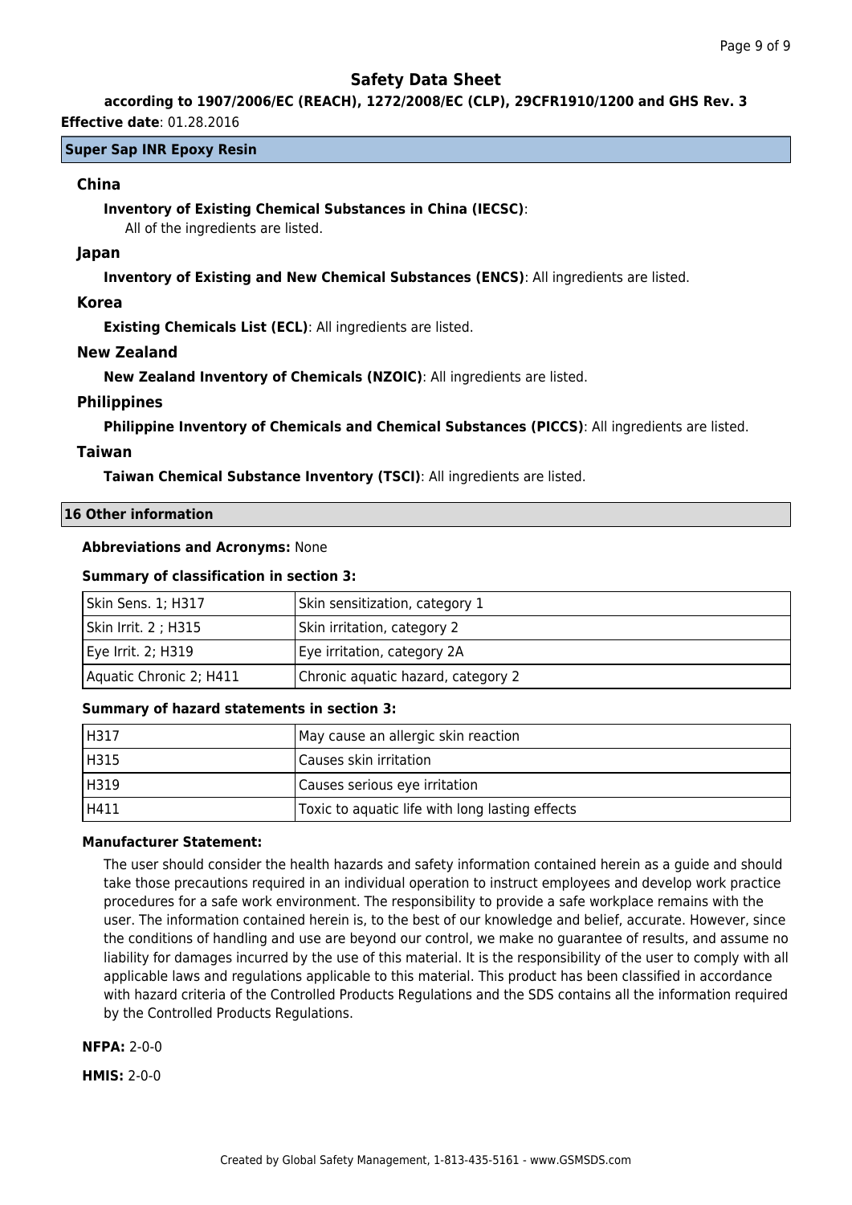# Safety Data Sheet

**according to 1907/2006/EC (REACH), 1272/2008/EC (CLP), 29CFR1910/1200 and GHS Rev. 3**

**Effective date**: 01.28.2016

**Super Sap INR Epoxy Resin**

### China

**Inventory of Existing Chemical Substances in China (IECSC)**:
All of the ingredients are listed.

### Japan

**Inventory of Existing and New Chemical Substances (ENCS)**: All ingredients are listed.

### Korea

**Existing Chemicals List (ECL)**: All ingredients are listed.

### New Zealand

**New Zealand Inventory of Chemicals (NZOIC)**: All ingredients are listed.

### Philippines

**Philippine Inventory of Chemicals and Chemical Substances (PICCS)**: All ingredients are listed.

### Taiwan

**Taiwan Chemical Substance Inventory (TSCI)**: All ingredients are listed.

## 16 Other information

**Abbreviations and Acronyms:** None

**Summary of classification in section 3:**

| | |
|---|---|
| Skin Sens. 1; H317 | Skin sensitization, category 1 |
| Skin Irrit. 2 ; H315 | Skin irritation, category 2 |
| Eye Irrit. 2; H319 | Eye irritation, category 2A |
| Aquatic Chronic 2; H411 | Chronic aquatic hazard, category 2 |

**Summary of hazard statements in section 3:**

| | |
|---|---|
| H317 | May cause an allergic skin reaction |
| H315 | Causes skin irritation |
| H319 | Causes serious eye irritation |
| H411 | Toxic to aquatic life with long lasting effects |

**Manufacturer Statement:**

The user should consider the health hazards and safety information contained herein as a guide and should take those precautions required in an individual operation to instruct employees and develop work practice procedures for a safe work environment. The responsibility to provide a safe workplace remains with the user. The information contained herein is, to the best of our knowledge and belief, accurate. However, since the conditions of handling and use are beyond our control, we make no guarantee of results, and assume no liability for damages incurred by the use of this material. It is the responsibility of the user to comply with all applicable laws and regulations applicable to this material. This product has been classified in accordance with hazard criteria of the Controlled Products Regulations and the SDS contains all the information required by the Controlled Products Regulations.

**NFPA:** 2-0-0

**HMIS:** 2-0-0

Created by Global Safety Management, 1-813-435-5161 - www.GSMSDS.com